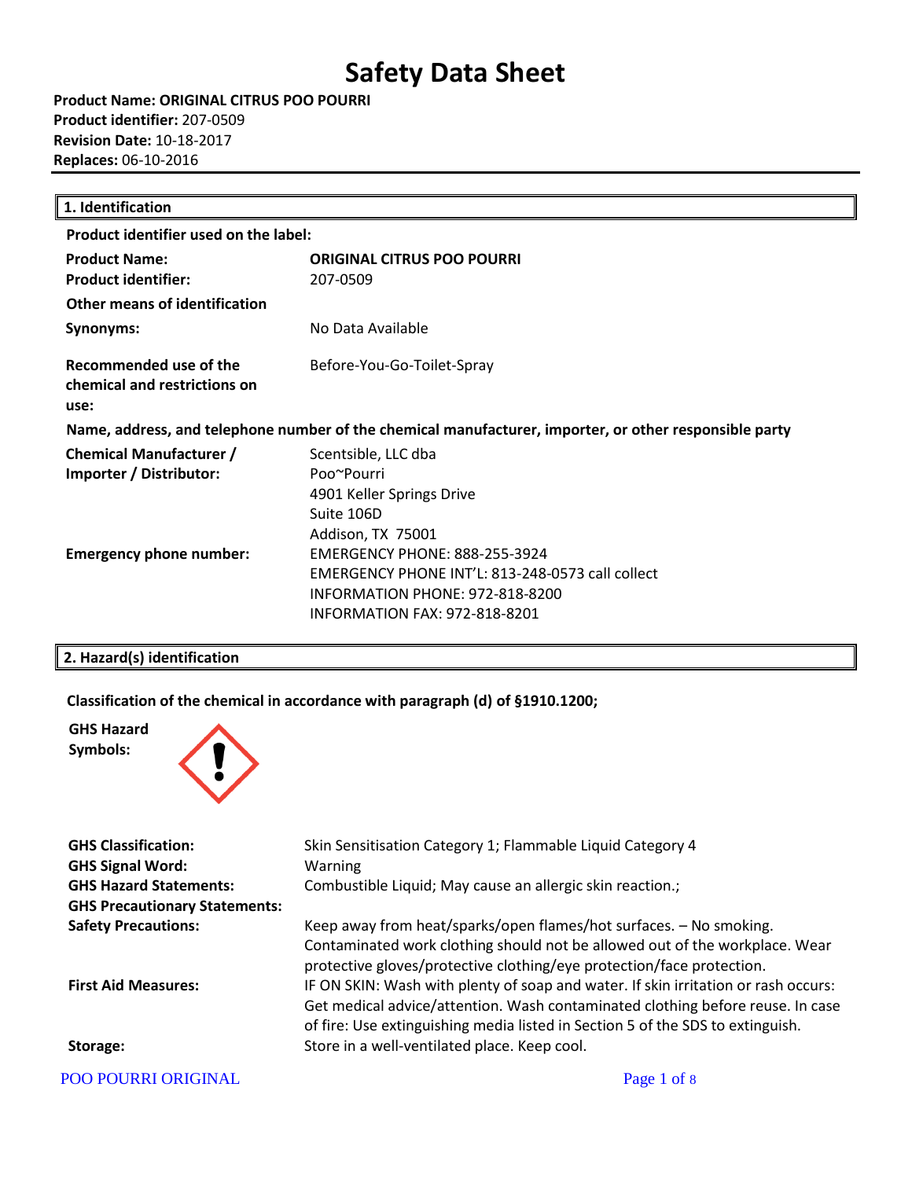# Safety Data Sheet

**Product Name: ORIGINAL CITRUS POO POURRI**
**Product identifier:** 207-0509
**Revision Date:** 10-18-2017
**Replaces:** 06-10-2016

## 1. Identification

**Product identifier used on the label:**

| | |
|---|---|
| **Product Name:** | **ORIGINAL CITRUS POO POURRI** |
| **Product identifier:** | 207-0509 |
| **Other means of identification** | |
| **Synonyms:** | No Data Available |
| **Recommended use of the chemical and restrictions on use:** | Before-You-Go-Toilet-Spray |

**Name, address, and telephone number of the chemical manufacturer, importer, or other responsible party**

| | |
|---|---|
| **Chemical Manufacturer / Importer / Distributor:** | Scentsible, LLC dba<br>Poo~Pourri<br>4901 Keller Springs Drive<br>Suite 106D<br>Addison, TX 75001 |
| **Emergency phone number:** | EMERGENCY PHONE: 888-255-3924<br>EMERGENCY PHONE INT'L: 813-248-0573 call collect<br>INFORMATION PHONE: 972-818-8200<br>INFORMATION FAX: 972-818-8201 |

## 2. Hazard(s) identification

**Classification of the chemical in accordance with paragraph (d) of §1910.1200;**

**GHS Hazard Symbols:**

| | |
|---|---|
| **GHS Classification:** | Skin Sensitisation Category 1; Flammable Liquid Category 4 |
| **GHS Signal Word:** | Warning |
| **GHS Hazard Statements:** | Combustible Liquid; May cause an allergic skin reaction.; |
| **GHS Precautionary Statements:** | |
| **Safety Precautions:** | Keep away from heat/sparks/open flames/hot surfaces. – No smoking. Contaminated work clothing should not be allowed out of the workplace. Wear protective gloves/protective clothing/eye protection/face protection. |
| **First Aid Measures:** | IF ON SKIN: Wash with plenty of soap and water. If skin irritation or rash occurs: Get medical advice/attention. Wash contaminated clothing before reuse. In case of fire: Use extinguishing media listed in Section 5 of the SDS to extinguish. |
| **Storage:** | Store in a well-ventilated place. Keep cool. |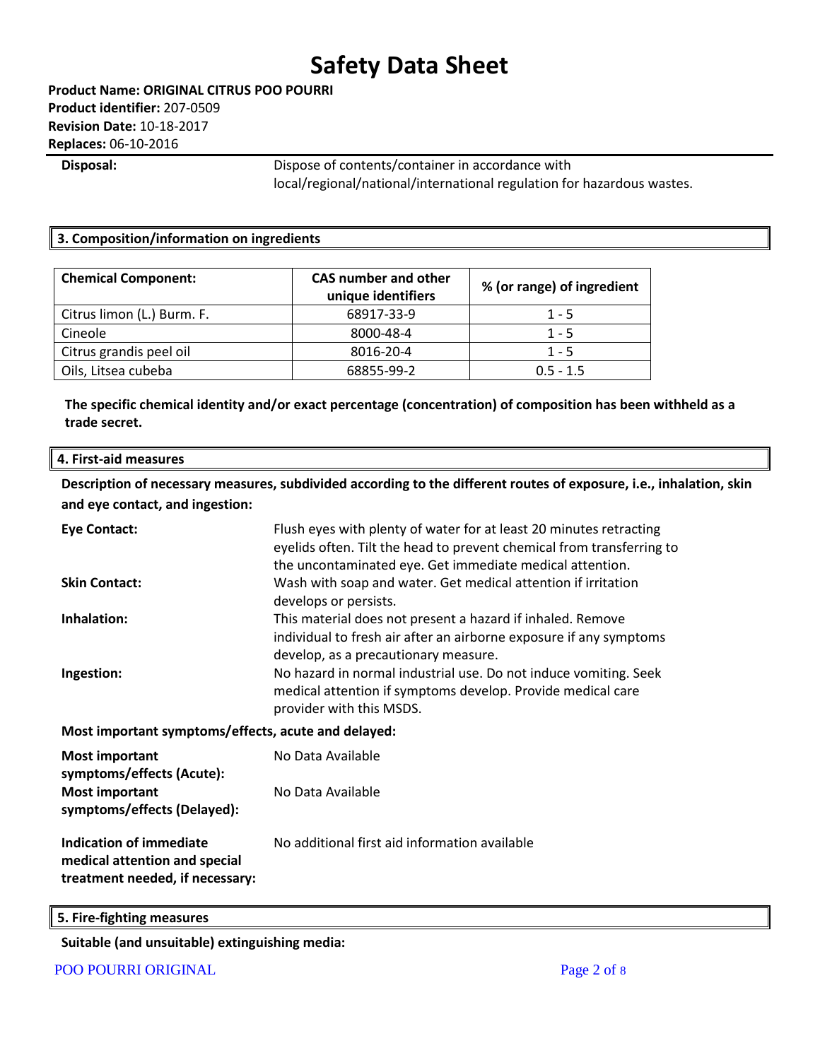**Disposal:** Dispose of contents/container in accordance with local/regional/national/international regulation for hazardous wastes.

## 3. Composition/information on ingredients

| Chemical Component: | CAS number and other unique identifiers | % (or range) of ingredient |
|---|---|---|
| Citrus limon (L.) Burm. F. | 68917-33-9 | 1 - 5 |
| Cineole | 8000-48-4 | 1 - 5 |
| Citrus grandis peel oil | 8016-20-4 | 1 - 5 |
| Oils, Litsea cubeba | 68855-99-2 | 0.5 - 1.5 |

**The specific chemical identity and/or exact percentage (concentration) of composition has been withheld as a trade secret.**

## 4. First-aid measures

**Description of necessary measures, subdivided according to the different routes of exposure, i.e., inhalation, skin and eye contact, and ingestion:**

**Eye Contact:** Flush eyes with plenty of water for at least 20 minutes retracting eyelids often. Tilt the head to prevent chemical from transferring to the uncontaminated eye. Get immediate medical attention.

**Skin Contact:** Wash with soap and water. Get medical attention if irritation develops or persists.

**Inhalation:** This material does not present a hazard if inhaled. Remove individual to fresh air after an airborne exposure if any symptoms develop, as a precautionary measure.

**Ingestion:** No hazard in normal industrial use. Do not induce vomiting. Seek medical attention if symptoms develop. Provide medical care provider with this MSDS.

**Most important symptoms/effects, acute and delayed:**

**Most important symptoms/effects (Acute):** No Data Available

**Most important symptoms/effects (Delayed):** No Data Available

**Indication of immediate medical attention and special treatment needed, if necessary:** No additional first aid information available

## 5. Fire-fighting measures

**Suitable (and unsuitable) extinguishing media:**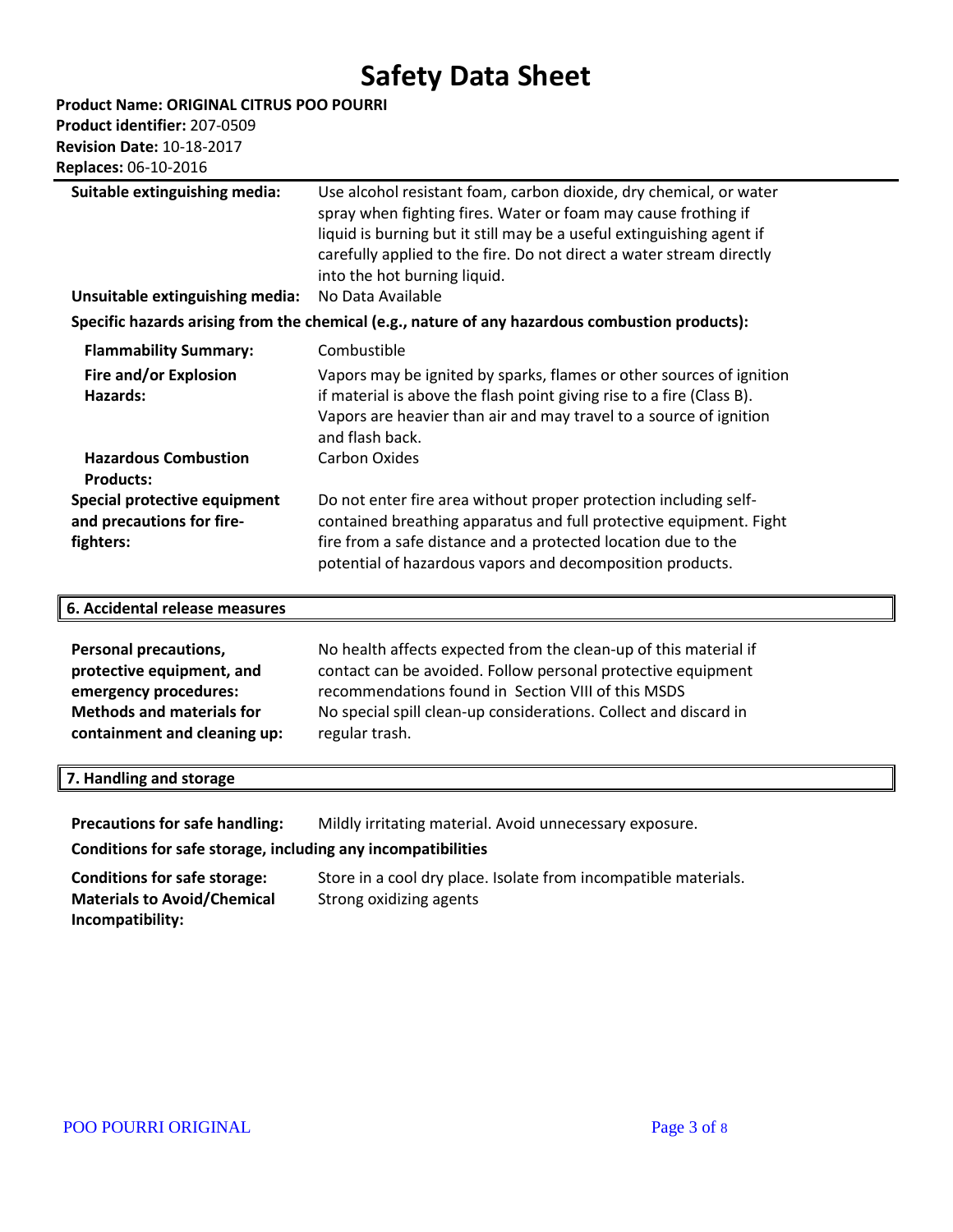| | |
|---|---|
| **Suitable extinguishing media:** | Use alcohol resistant foam, carbon dioxide, dry chemical, or water spray when fighting fires. Water or foam may cause frothing if liquid is burning but it still may be a useful extinguishing agent if carefully applied to the fire. Do not direct a water stream directly into the hot burning liquid. |
| **Unsuitable extinguishing media:** | No Data Available |

**Specific hazards arising from the chemical (e.g., nature of any hazardous combustion products):**

| | |
|---|---|
| **Flammability Summary:** | Combustible |
| **Fire and/or Explosion Hazards:** | Vapors may be ignited by sparks, flames or other sources of ignition if material is above the flash point giving rise to a fire (Class B). Vapors are heavier than air and may travel to a source of ignition and flash back. |
| **Hazardous Combustion Products:** | Carbon Oxides |
| **Special protective equipment and precautions for fire-fighters:** | Do not enter fire area without proper protection including self-contained breathing apparatus and full protective equipment. Fight fire from a safe distance and a protected location due to the potential of hazardous vapors and decomposition products. |

## 6. Accidental release measures

| | |
|---|---|
| **Personal precautions, protective equipment, and emergency procedures:** | No health affects expected from the clean-up of this material if contact can be avoided. Follow personal protective equipment recommendations found in Section VIII of this MSDS |
| **Methods and materials for containment and cleaning up:** | No special spill clean-up considerations. Collect and discard in regular trash. |

## 7. Handling and storage

| | |
|---|---|
| **Precautions for safe handling:** | Mildly irritating material. Avoid unnecessary exposure. |

**Conditions for safe storage, including any incompatibilities**

| | |
|---|---|
| **Conditions for safe storage:** | Store in a cool dry place. Isolate from incompatible materials. |
| **Materials to Avoid/Chemical Incompatibility:** | Strong oxidizing agents |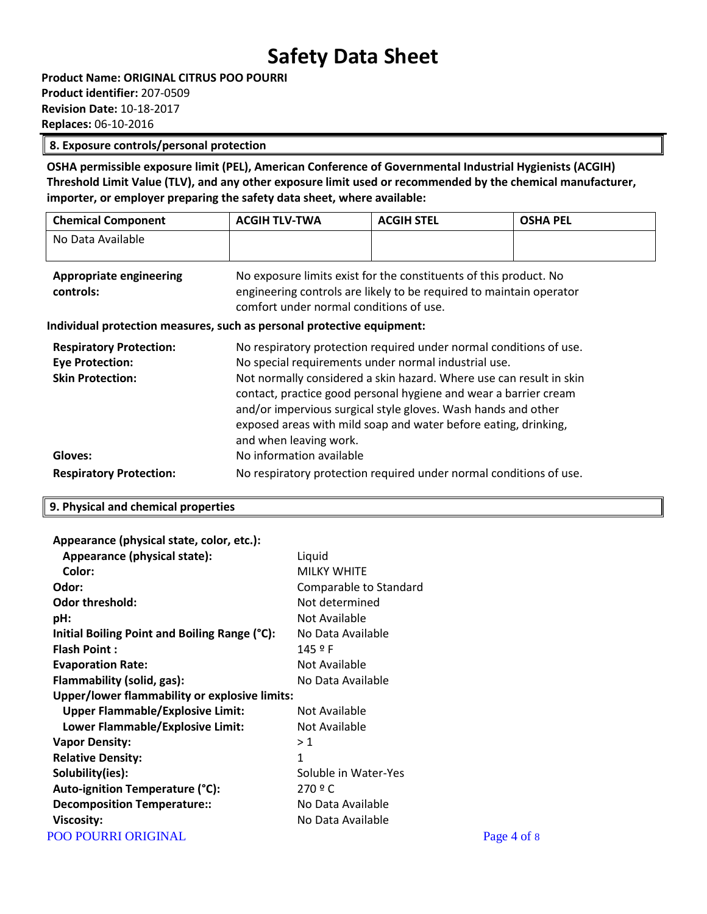# Safety Data Sheet

**Product Name: ORIGINAL CITRUS POO POURRI**
**Product identifier:** 207-0509
**Revision Date:** 10-18-2017
**Replaces:** 06-10-2016

## 8. Exposure controls/personal protection

**OSHA permissible exposure limit (PEL), American Conference of Governmental Industrial Hygienists (ACGIH) Threshold Limit Value (TLV), and any other exposure limit used or recommended by the chemical manufacturer, importer, or employer preparing the safety data sheet, where available:**

| Chemical Component | ACGIH TLV-TWA | ACGIH STEL | OSHA PEL |
|---|---|---|---|
| No Data Available | | | |

**Appropriate engineering controls:** No exposure limits exist for the constituents of this product. No engineering controls are likely to be required to maintain operator comfort under normal conditions of use.

**Individual protection measures, such as personal protective equipment:**

**Respiratory Protection:** No respiratory protection required under normal conditions of use.

**Eye Protection:** No special requirements under normal industrial use.

**Skin Protection:** Not normally considered a skin hazard. Where use can result in skin contact, practice good personal hygiene and wear a barrier cream and/or impervious surgical style gloves. Wash hands and other exposed areas with mild soap and water before eating, drinking, and when leaving work.

**Gloves:** No information available

**Respiratory Protection:** No respiratory protection required under normal conditions of use.

## 9. Physical and chemical properties

**Appearance (physical state, color, etc.):**

- **Appearance (physical state):** Liquid
- **Color:** MILKY WHITE

**Odor:** Comparable to Standard
**Odor threshold:** Not determined
**pH:** Not Available
**Initial Boiling Point and Boiling Range (°C):** No Data Available
**Flash Point :** 145 º F
**Evaporation Rate:** Not Available
**Flammability (solid, gas):** No Data Available
**Upper/lower flammability or explosive limits:**

- **Upper Flammable/Explosive Limit:** Not Available
- **Lower Flammable/Explosive Limit:** Not Available

**Vapor Density:** > 1
**Relative Density:** 1
**Solubility(ies):** Soluble in Water-Yes
**Auto-ignition Temperature (°C):** 270 º C
**Decomposition Temperature::** No Data Available
**Viscosity:** No Data Available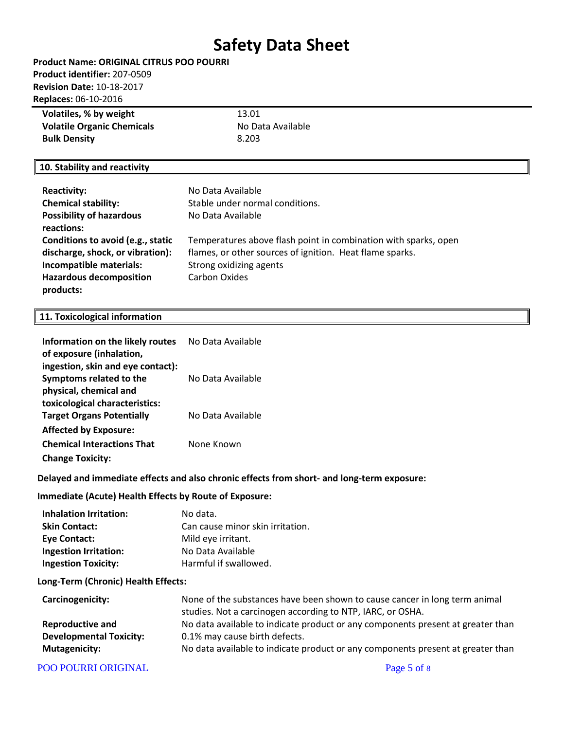| | |
|---|---|
| **Volatiles, % by weight** | 13.01 |
| **Volatile Organic Chemicals** | No Data Available |
| **Bulk Density** | 8.203 |

## 10. Stability and reactivity

| | |
|---|---|
| **Reactivity:** | No Data Available |
| **Chemical stability:** | Stable under normal conditions. |
| **Possibility of hazardous reactions:** | No Data Available |
| **Conditions to avoid (e.g., static discharge, shock, or vibration):** | Temperatures above flash point in combination with sparks, open flames, or other sources of ignition. Heat flame sparks. |
| **Incompatible materials:** | Strong oxidizing agents |
| **Hazardous decomposition products:** | Carbon Oxides |

## 11. Toxicological information

| | |
|---|---|
| **Information on the likely routes of exposure (inhalation, ingestion, skin and eye contact):** | No Data Available |
| **Symptoms related to the physical, chemical and toxicological characteristics:** | No Data Available |
| **Target Organs Potentially Affected by Exposure:** | No Data Available |
| **Chemical Interactions That Change Toxicity:** | None Known |

**Delayed and immediate effects and also chronic effects from short- and long-term exposure:**

**Immediate (Acute) Health Effects by Route of Exposure:**

| | |
|---|---|
| **Inhalation Irritation:** | No data. |
| **Skin Contact:** | Can cause minor skin irritation. |
| **Eye Contact:** | Mild eye irritant. |
| **Ingestion Irritation:** | No Data Available |
| **Ingestion Toxicity:** | Harmful if swallowed. |

**Long-Term (Chronic) Health Effects:**

| | |
|---|---|
| **Carcinogenicity:** | None of the substances have been shown to cause cancer in long term animal studies. Not a carcinogen according to NTP, IARC, or OSHA. |
| **Reproductive and Developmental Toxicity:** | No data available to indicate product or any components present at greater than 0.1% may cause birth defects. |
| **Mutagenicity:** | No data available to indicate product or any components present at greater than |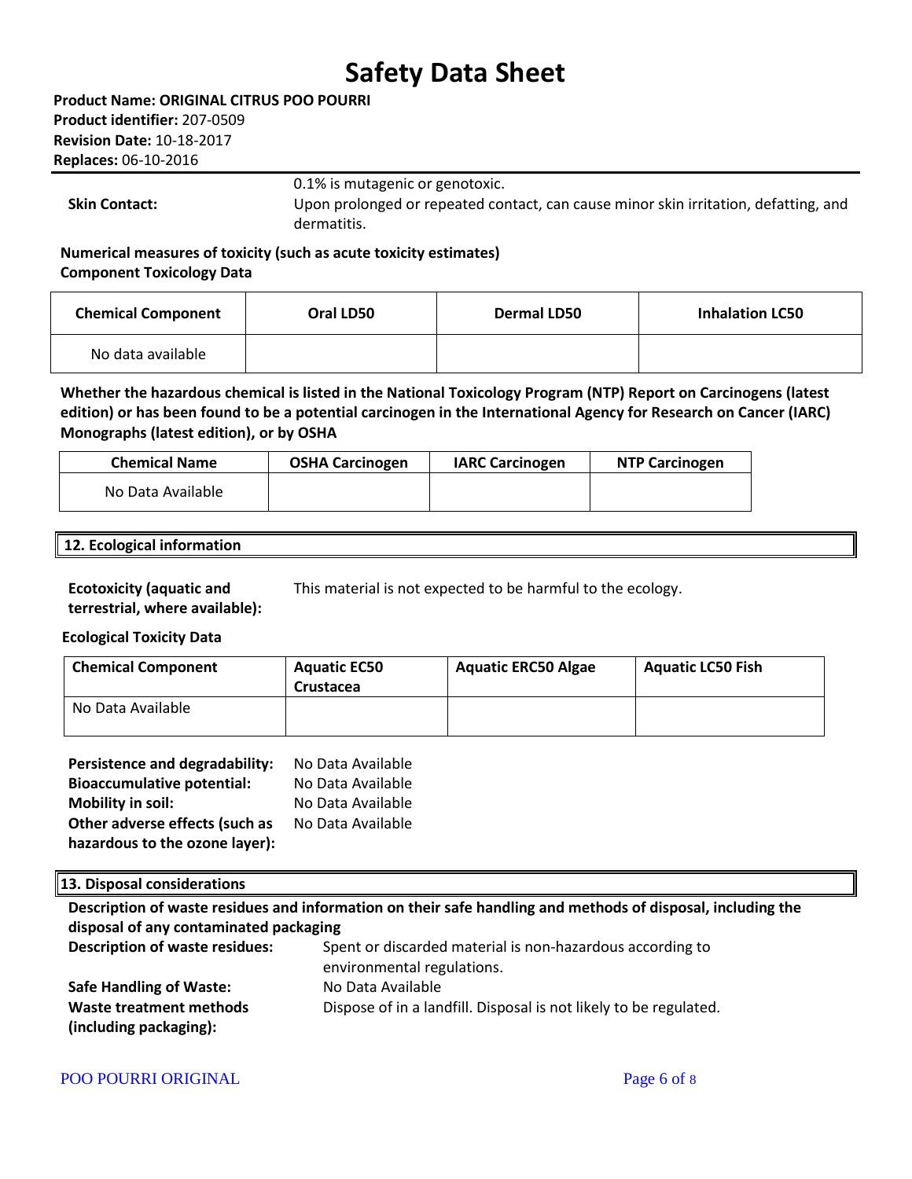**Product Name: ORIGINAL CITRUS POO POURRI**
**Product identifier:** 207-0509
**Revision Date:** 10-18-2017
**Replaces:** 06-10-2016

0.1% is mutagenic or genotoxic.

**Skin Contact:** Upon prolonged or repeated contact, can cause minor skin irritation, defatting, and dermatitis.

**Numerical measures of toxicity (such as acute toxicity estimates)**
**Component Toxicology Data**

| Chemical Component | Oral LD50 | Dermal LD50 | Inhalation LC50 |
|---|---|---|---|
| No data available | | | |

**Whether the hazardous chemical is listed in the National Toxicology Program (NTP) Report on Carcinogens (latest edition) or has been found to be a potential carcinogen in the International Agency for Research on Cancer (IARC) Monographs (latest edition), or by OSHA**

| Chemical Name | OSHA Carcinogen | IARC Carcinogen | NTP Carcinogen |
|---|---|---|---|
| No Data Available | | | |

## 12. Ecological information

**Ecotoxicity (aquatic and terrestrial, where available):** This material is not expected to be harmful to the ecology.

**Ecological Toxicity Data**

| Chemical Component | Aquatic EC50 Crustacea | Aquatic ERC50 Algae | Aquatic LC50 Fish |
|---|---|---|---|
| No Data Available | | | |

**Persistence and degradability:** No Data Available
**Bioaccumulative potential:** No Data Available
**Mobility in soil:** No Data Available
**Other adverse effects (such as hazardous to the ozone layer):** No Data Available

## 13. Disposal considerations

**Description of waste residues and information on their safe handling and methods of disposal, including the disposal of any contaminated packaging**

**Description of waste residues:** Spent or discarded material is non-hazardous according to environmental regulations.

**Safe Handling of Waste:** No Data Available

**Waste treatment methods (including packaging):** Dispose of in a landfill. Disposal is not likely to be regulated.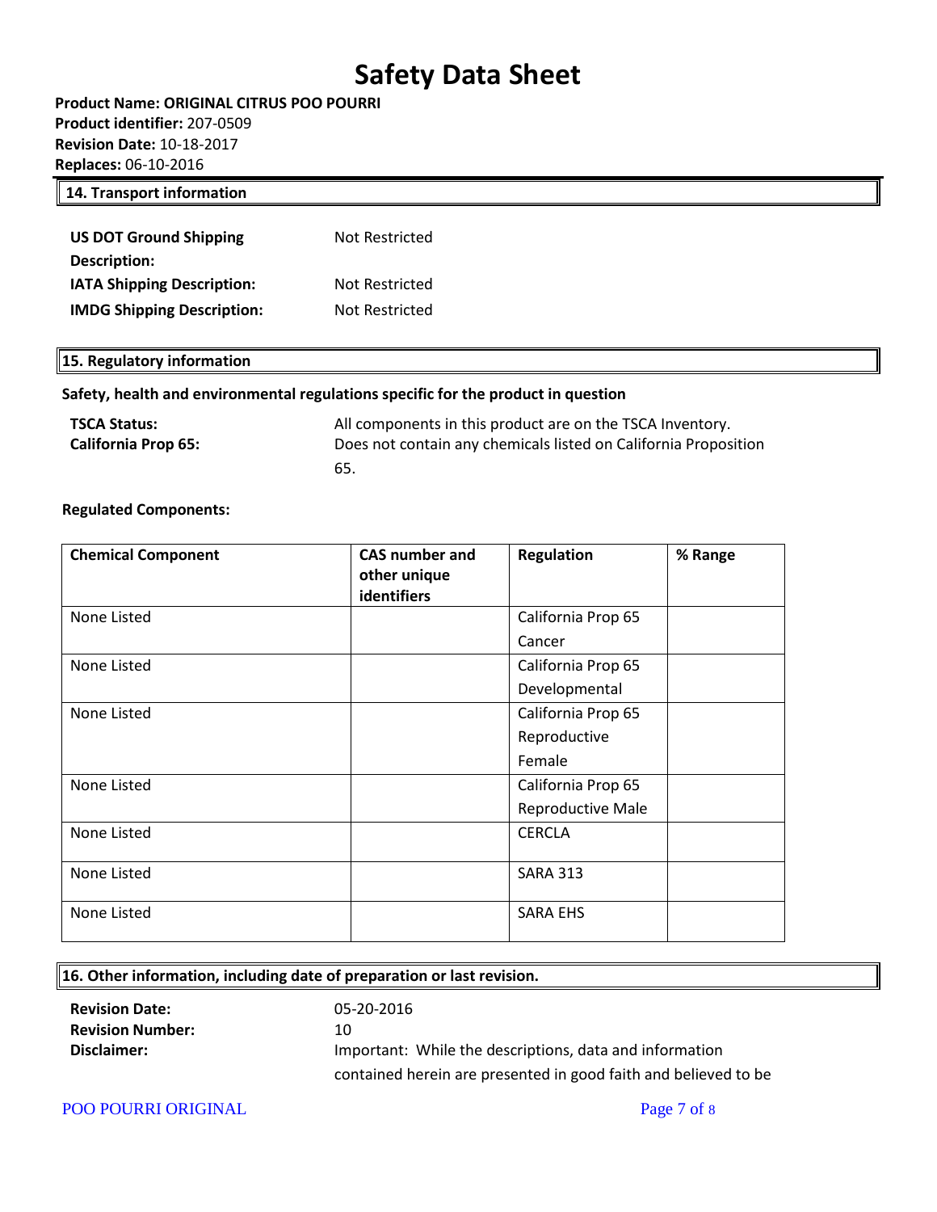# Safety Data Sheet

**Product Name: ORIGINAL CITRUS POO POURRI**
**Product identifier:** 207-0509
**Revision Date:** 10-18-2017
**Replaces:** 06-10-2016

## 14. Transport information

**US DOT Ground Shipping Description:** Not Restricted
**IATA Shipping Description:** Not Restricted
**IMDG Shipping Description:** Not Restricted

## 15. Regulatory information

**Safety, health and environmental regulations specific for the product in question**

**TSCA Status:** All components in this product are on the TSCA Inventory.
**California Prop 65:** Does not contain any chemicals listed on California Proposition 65.

**Regulated Components:**

| Chemical Component | CAS number and other unique identifiers | Regulation | % Range |
|---|---|---|---|
| None Listed | | California Prop 65 Cancer | |
| None Listed | | California Prop 65 Developmental | |
| None Listed | | California Prop 65 Reproductive Female | |
| None Listed | | California Prop 65 Reproductive Male | |
| None Listed | | CERCLA | |
| None Listed | | SARA 313 | |
| None Listed | | SARA EHS | |

## 16. Other information, including date of preparation or last revision.

**Revision Date:** 05-20-2016
**Revision Number:** 10
**Disclaimer:** Important: While the descriptions, data and information contained herein are presented in good faith and believed to be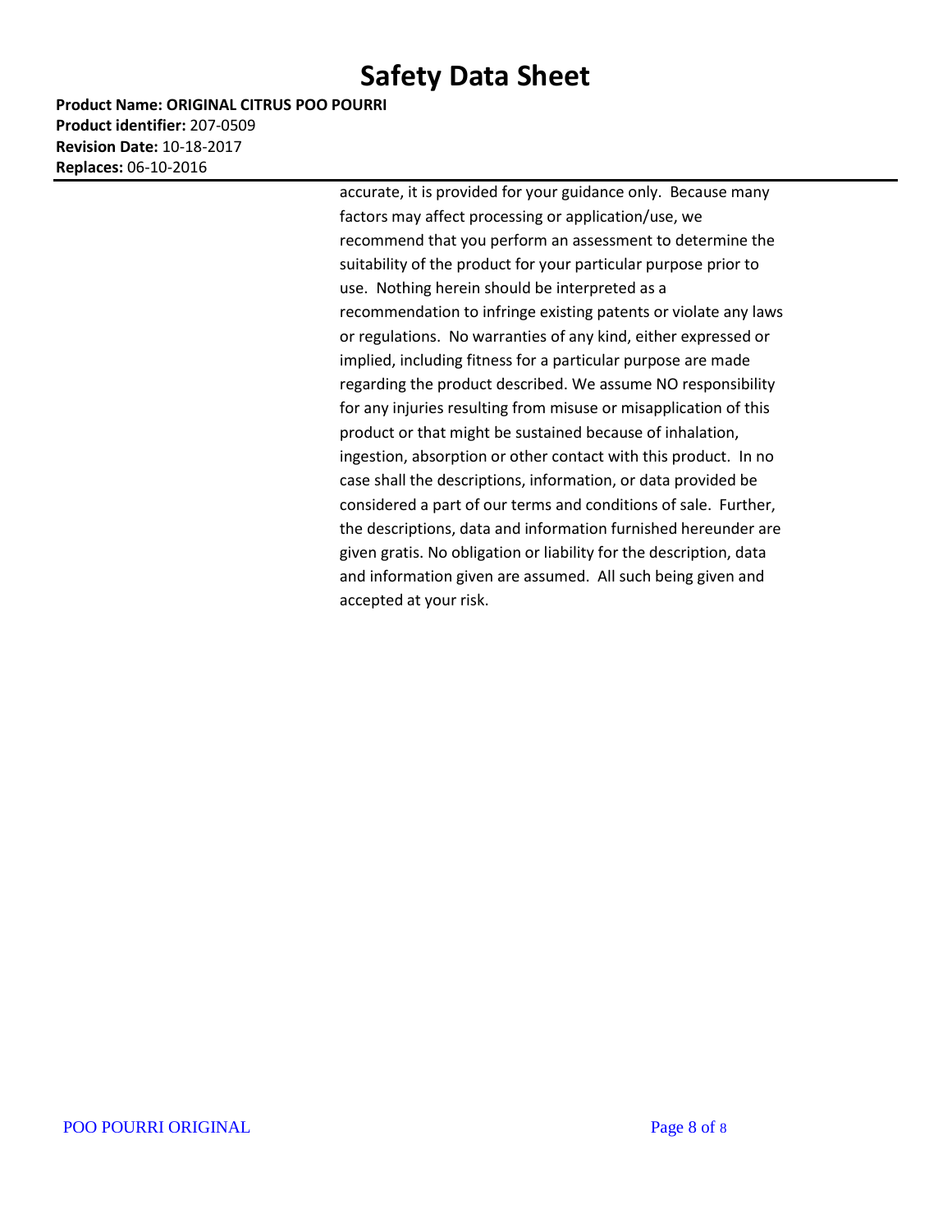accurate, it is provided for your guidance only. Because many factors may affect processing or application/use, we recommend that you perform an assessment to determine the suitability of the product for your particular purpose prior to use. Nothing herein should be interpreted as a recommendation to infringe existing patents or violate any laws or regulations. No warranties of any kind, either expressed or implied, including fitness for a particular purpose are made regarding the product described. We assume NO responsibility for any injuries resulting from misuse or misapplication of this product or that might be sustained because of inhalation, ingestion, absorption or other contact with this product. In no case shall the descriptions, information, or data provided be considered a part of our terms and conditions of sale. Further, the descriptions, data and information furnished hereunder are given gratis. No obligation or liability for the description, data and information given are assumed. All such being given and accepted at your risk.